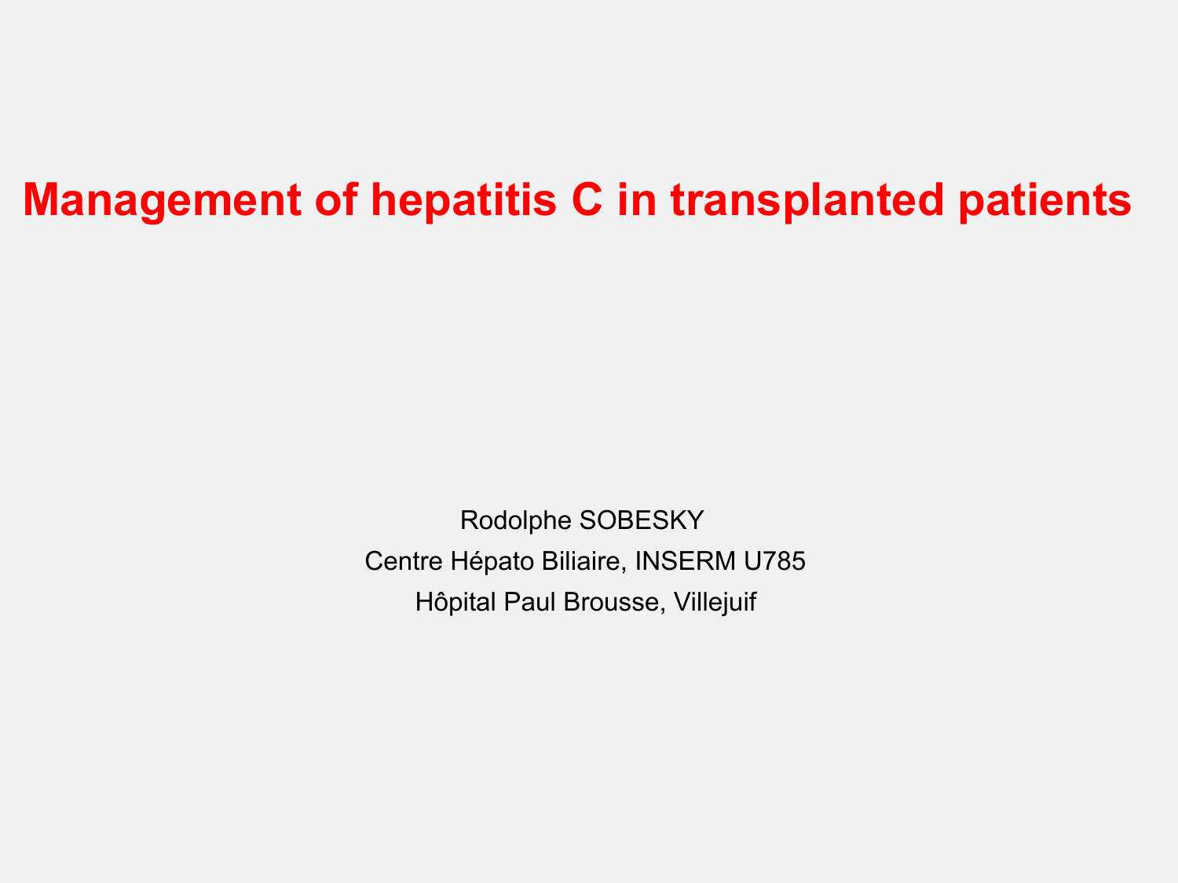# Management of hepatitis C in transplanted patients

Rodolphe SOBESKY

Centre Hépato Biliaire, INSERM U785

Hôpital Paul Brousse, Villejuif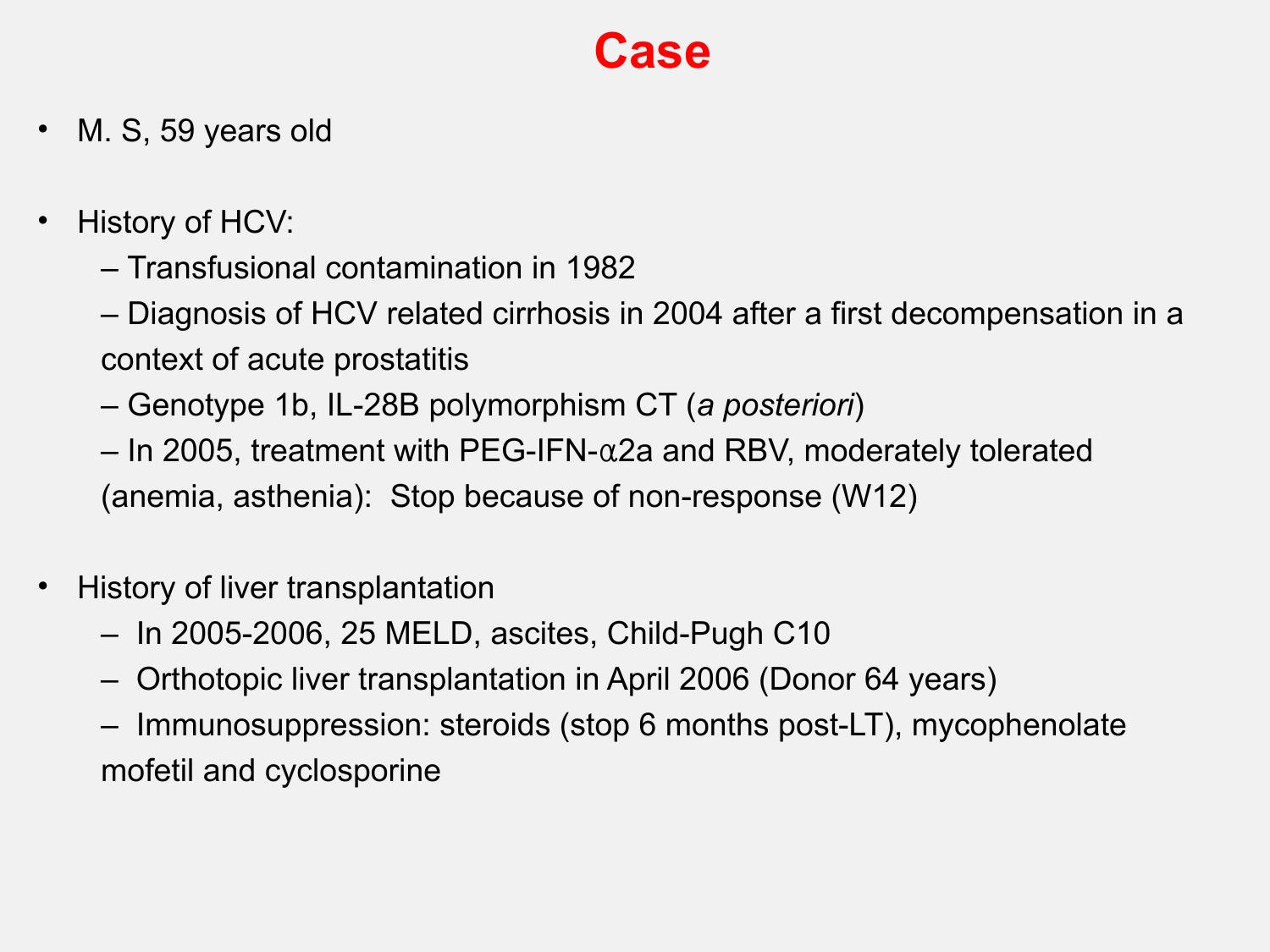# Case

- M. S, 59 years old

- History of HCV:
  - Transfusional contamination in 1982
  - Diagnosis of HCV related cirrhosis in 2004 after a first decompensation in a context of acute prostatitis
  - Genotype 1b, IL-28B polymorphism CT (*a posteriori*)
  - In 2005, treatment with PEG-IFN-α2a and RBV, moderately tolerated (anemia, asthenia): Stop because of non-response (W12)

- History of liver transplantation
  - In 2005-2006, 25 MELD, ascites, Child-Pugh C10
  - Orthotopic liver transplantation in April 2006 (Donor 64 years)
  - Immunosuppression: steroids (stop 6 months post-LT), mycophenolate mofetil and cyclosporine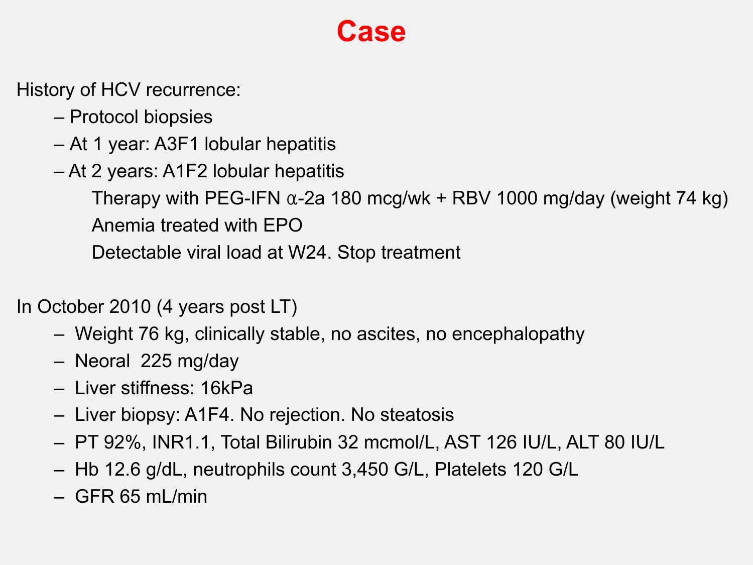# Case

History of HCV recurrence:

- Protocol biopsies
- At 1 year: A3F1 lobular hepatitis
- At 2 years: A1F2 lobular hepatitis
  - Therapy with PEG-IFN α-2a 180 mcg/wk + RBV 1000 mg/day (weight 74 kg)
  - Anemia treated with EPO
  - Detectable viral load at W24. Stop treatment

In October 2010 (4 years post LT)

- Weight 76 kg, clinically stable, no ascites, no encephalopathy
- Neoral 225 mg/day
- Liver stiffness: 16kPa
- Liver biopsy: A1F4. No rejection. No steatosis
- PT 92%, INR1.1, Total Bilirubin 32 mcmol/L, AST 126 IU/L, ALT 80 IU/L
- Hb 12.6 g/dL, neutrophils count 3,450 G/L, Platelets 120 G/L
- GFR 65 mL/min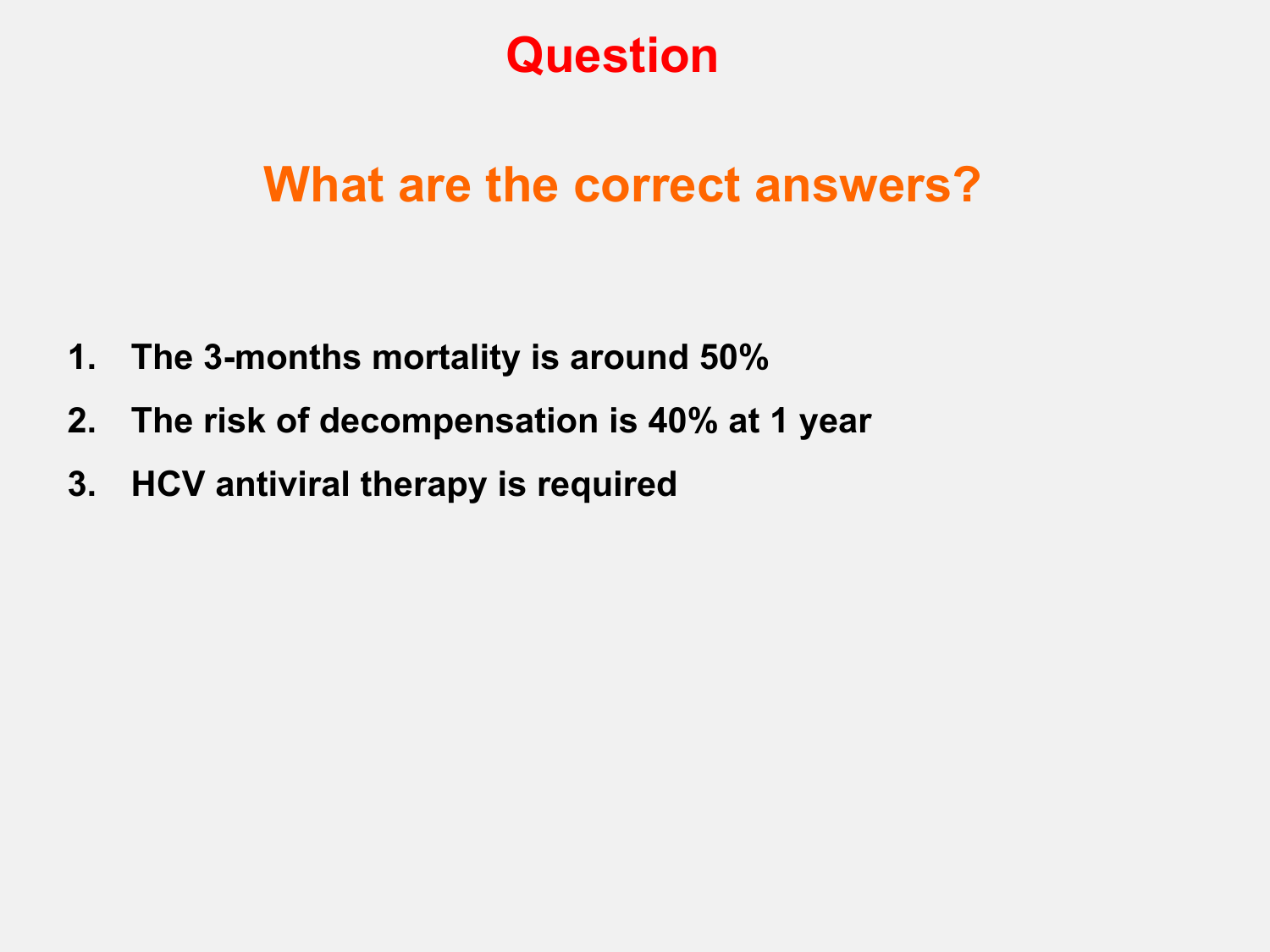# Question

## What are the correct answers?

1. **The 3-months mortality is around 50%**
2. **The risk of decompensation is 40% at 1 year**
3. **HCV antiviral therapy is required**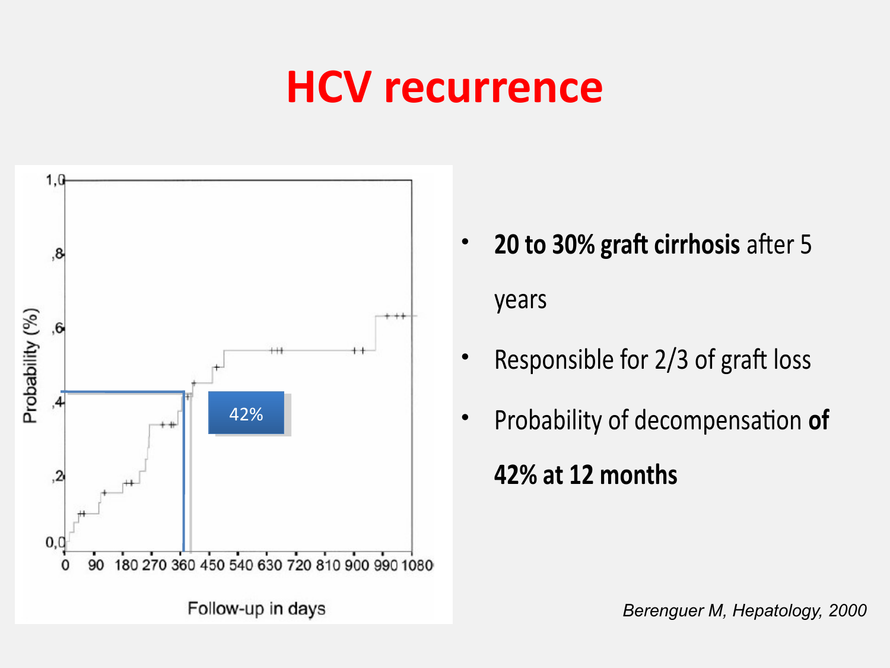# HCV recurrence

- **20 to 30% graft cirrhosis** after 5 years
- Responsible for 2/3 of graft loss
- Probability of decompensation **of 42% at 12 months**

*Berenguer M, Hepatology, 2000*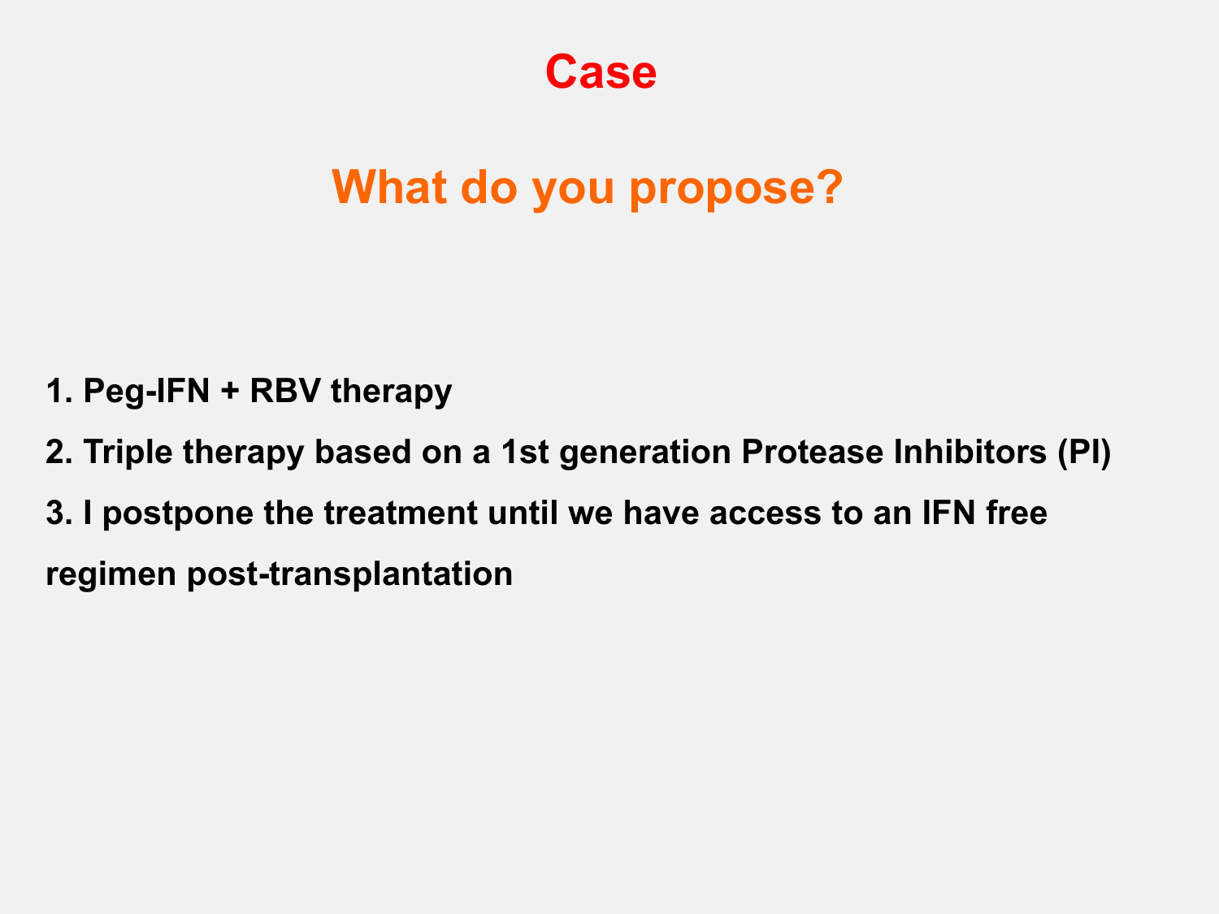# Case

## What do you propose?

1. **Peg-IFN + RBV therapy**
2. **Triple therapy based on a 1st generation Protease Inhibitors (PI)**
3. **I postpone the treatment until we have access to an IFN free regimen post-transplantation**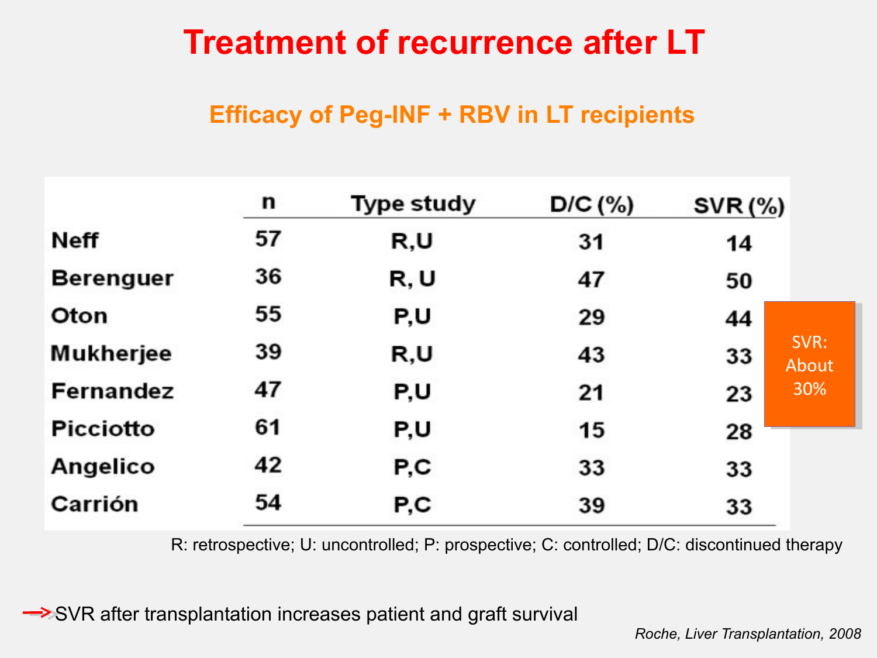# Treatment of recurrence after LT

## Efficacy of Peg-INF + RBV in LT recipients

| | n | Type study | D/C (%) | SVR (%) |
|---|---|---|---|---|
| Neff | 57 | R,U | 31 | 14 |
| Berenguer | 36 | R, U | 47 | 50 |
| Oton | 55 | P,U | 29 | 44 |
| Mukherjee | 39 | R,U | 43 | 33 |
| Fernandez | 47 | P,U | 21 | 23 |
| Picciotto | 61 | P,U | 15 | 28 |
| Angelico | 42 | P,C | 33 | 33 |
| Carrión | 54 | P,C | 39 | 33 |

SVR: About 30%

R: retrospective; U: uncontrolled; P: prospective; C: controlled; D/C: discontinued therapy

→ SVR after transplantation increases patient and graft survival

*Roche, Liver Transplantation, 2008*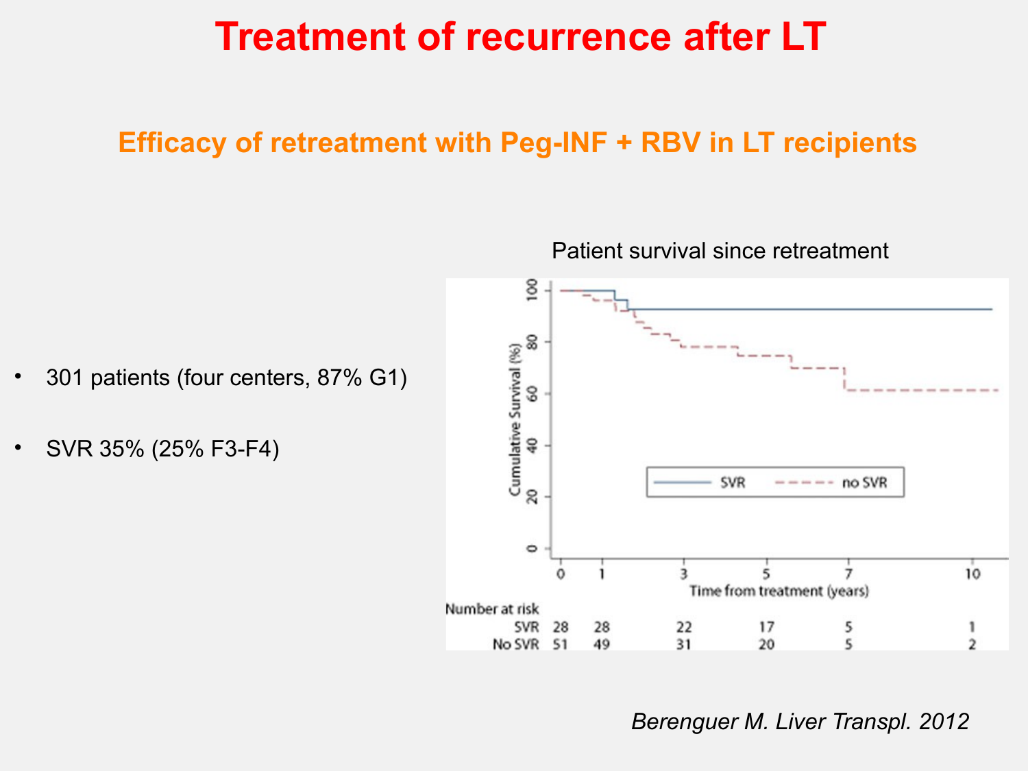# Treatment of recurrence after LT

## Efficacy of retreatment with Peg-INF + RBV in LT recipients

- 301 patients (four centers, 87% G1)
- SVR 35% (25% F3-F4)

Patient survival since retreatment

Cumulative Survival (%)

Time from treatment (years)

SVR — no SVR

Number at risk

| | 0 | 1 | 3 | 5 | 7 | 10 |
|---|---|---|---|---|---|---|
| SVR | 28 | 28 | 22 | 17 | 5 | 1 |
| No SVR | 51 | 49 | 31 | 20 | 5 | 2 |

*Berenguer M. Liver Transpl. 2012*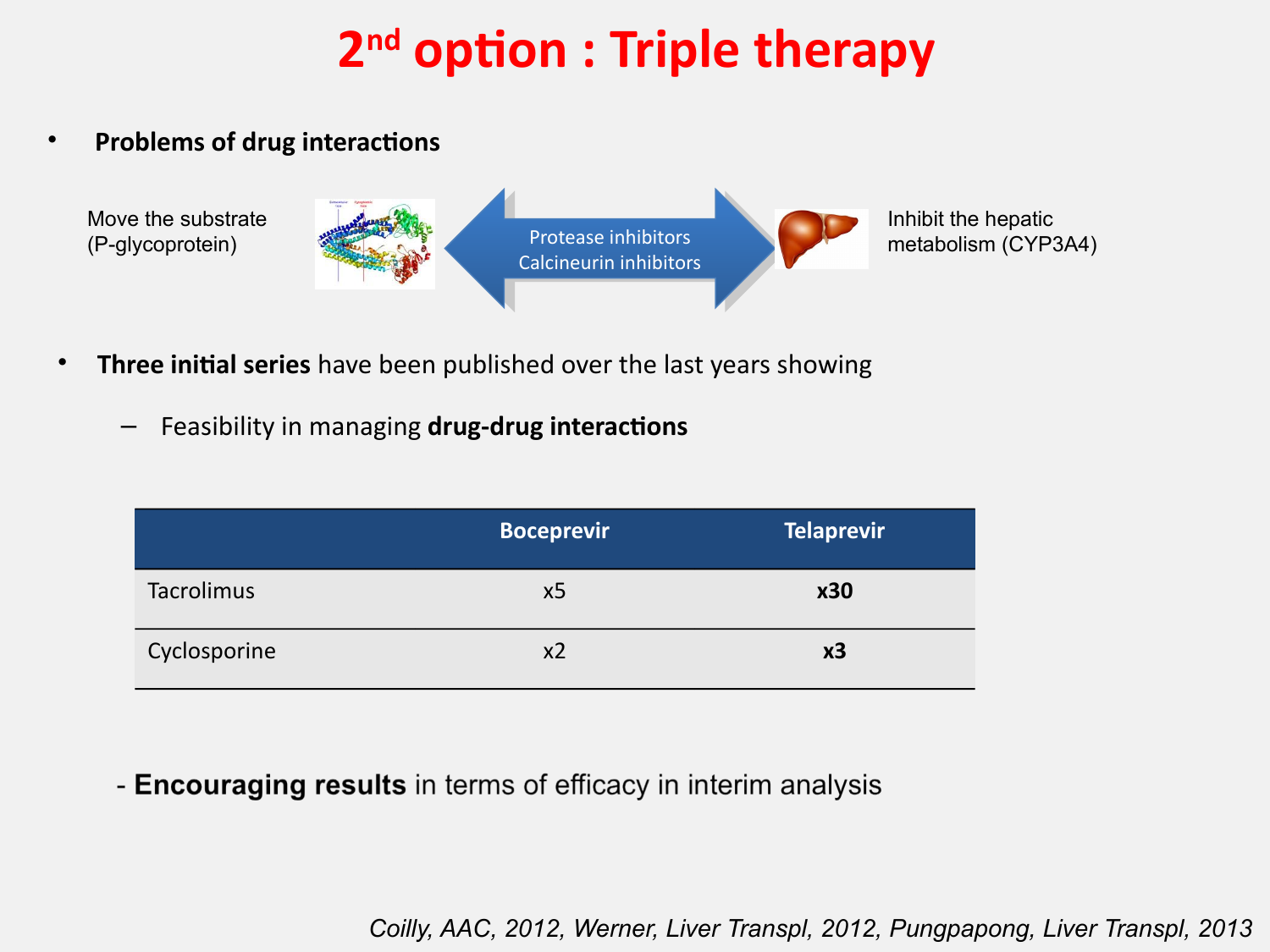# 2nd option : Triple therapy

- **Problems of drug interactions**

Move the substrate (P-glycoprotein)

Protease inhibitors
Calcineurin inhibitors

Inhibit the hepatic metabolism (CYP3A4)

- **Three initial series** have been published over the last years showing
  - Feasibility in managing **drug-drug interactions**

| | Boceprevir | Telaprevir |
|---|---|---|
| Tacrolimus | x5 | **x30** |
| Cyclosporine | x2 | **x3** |

- **Encouraging results** in terms of efficacy in interim analysis

*Coilly, AAC, 2012, Werner, Liver Transpl, 2012, Pungpapong, Liver Transpl, 2013*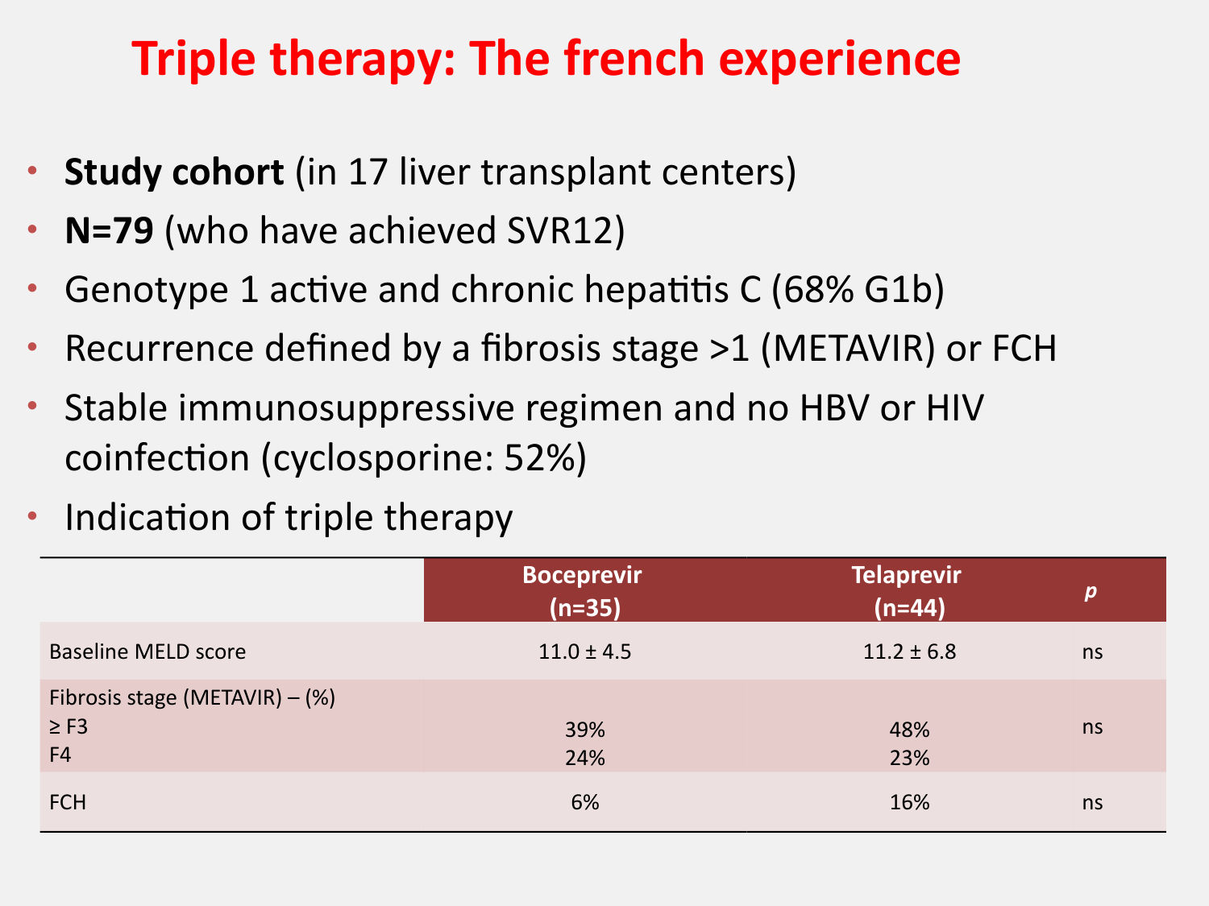# Triple therapy: The french experience

- **Study cohort** (in 17 liver transplant centers)
- **N=79** (who have achieved SVR12)
- Genotype 1 active and chronic hepatitis C (68% G1b)
- Recurrence defined by a fibrosis stage >1 (METAVIR) or FCH
- Stable immunosuppressive regimen and no HBV or HIV coinfection (cyclosporine: 52%)
- Indication of triple therapy

| | **Boceprevir (n=35)** | **Telaprevir (n=44)** | ***p*** |
|---|---|---|---|
| Baseline MELD score | 11.0 ± 4.5 | 11.2 ± 6.8 | ns |
| Fibrosis stage (METAVIR) – (%)<br>≥ F3<br>F4 | <br>39%<br>24% | <br>48%<br>23% | ns |
| FCH | 6% | 16% | ns |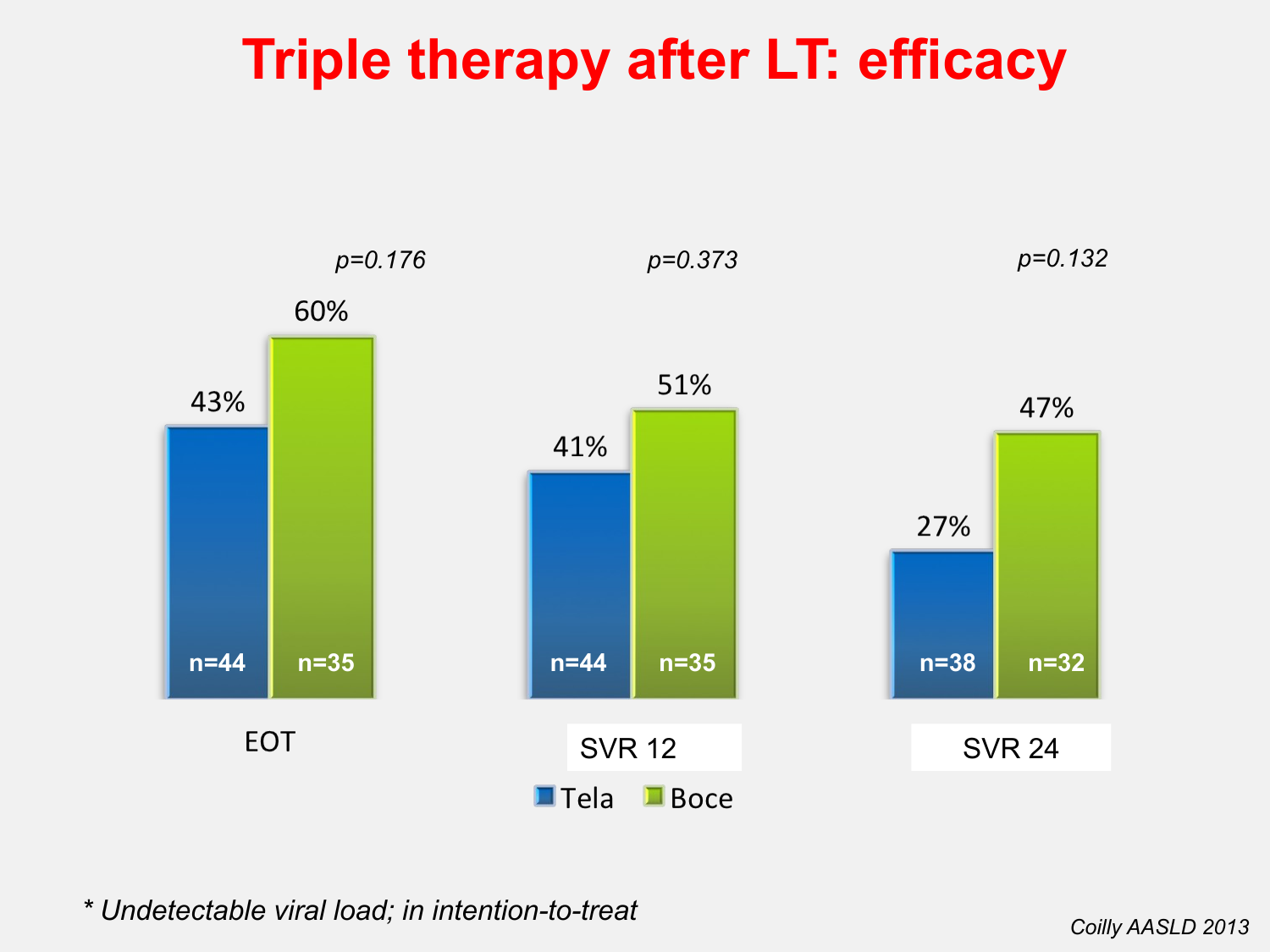# Triple therapy after LT: efficacy

| | EOT | SVR 12 | SVR 24 |
|---|---|---|---|
| Tela | 43% (n=44) | 41% (n=44) | 27% (n=38) |
| Boce | 60% (n=35) | 51% (n=35) | 47% (n=32) |
| p-value | $p=0.176$ | $p=0.373$ | $p=0.132$ |

*\* Undetectable viral load; in intention-to-treat*

*Coilly AASLD 2013*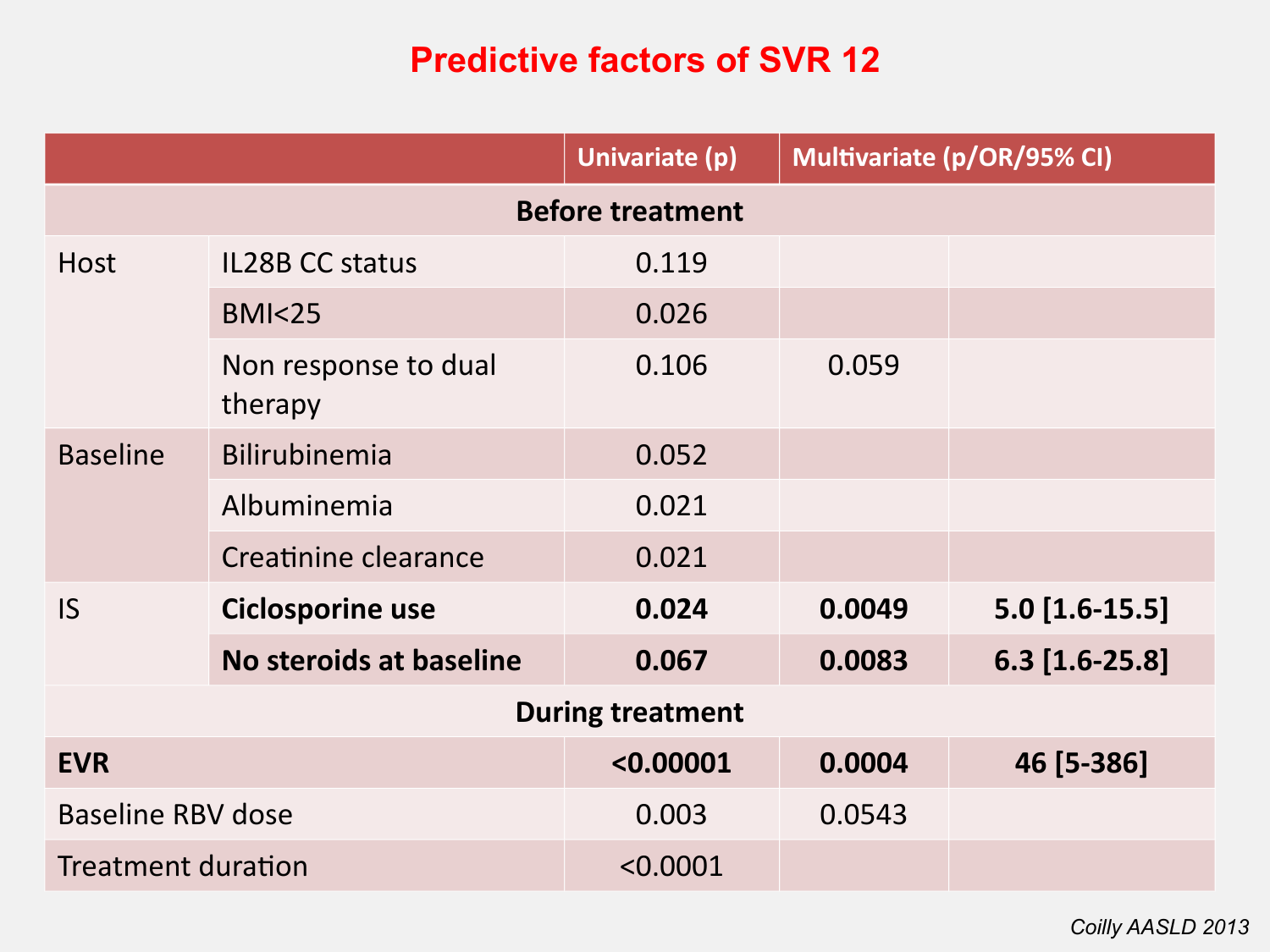# Predictive factors of SVR 12

| | | Univariate (p) | Multivariate (p/OR/95% CI) | |
|---|---|---|---|---|
| **Before treatment** | | | | |
| Host | IL28B CC status | 0.119 | | |
| | BMI<25 | 0.026 | | |
| | Non response to dual therapy | 0.106 | 0.059 | |
| Baseline | Bilirubinemia | 0.052 | | |
| | Albuminemia | 0.021 | | |
| | Creatinine clearance | 0.021 | | |
| IS | **Ciclosporine use** | **0.024** | **0.0049** | **5.0 [1.6-15.5]** |
| | **No steroids at baseline** | **0.067** | **0.0083** | **6.3 [1.6-25.8]** |
| **During treatment** | | | | |
| **EVR** | | **<0.00001** | **0.0004** | **46 [5-386]** |
| Baseline RBV dose | | 0.003 | 0.0543 | |
| Treatment duration | | <0.0001 | | |

*Coilly AASLD 2013*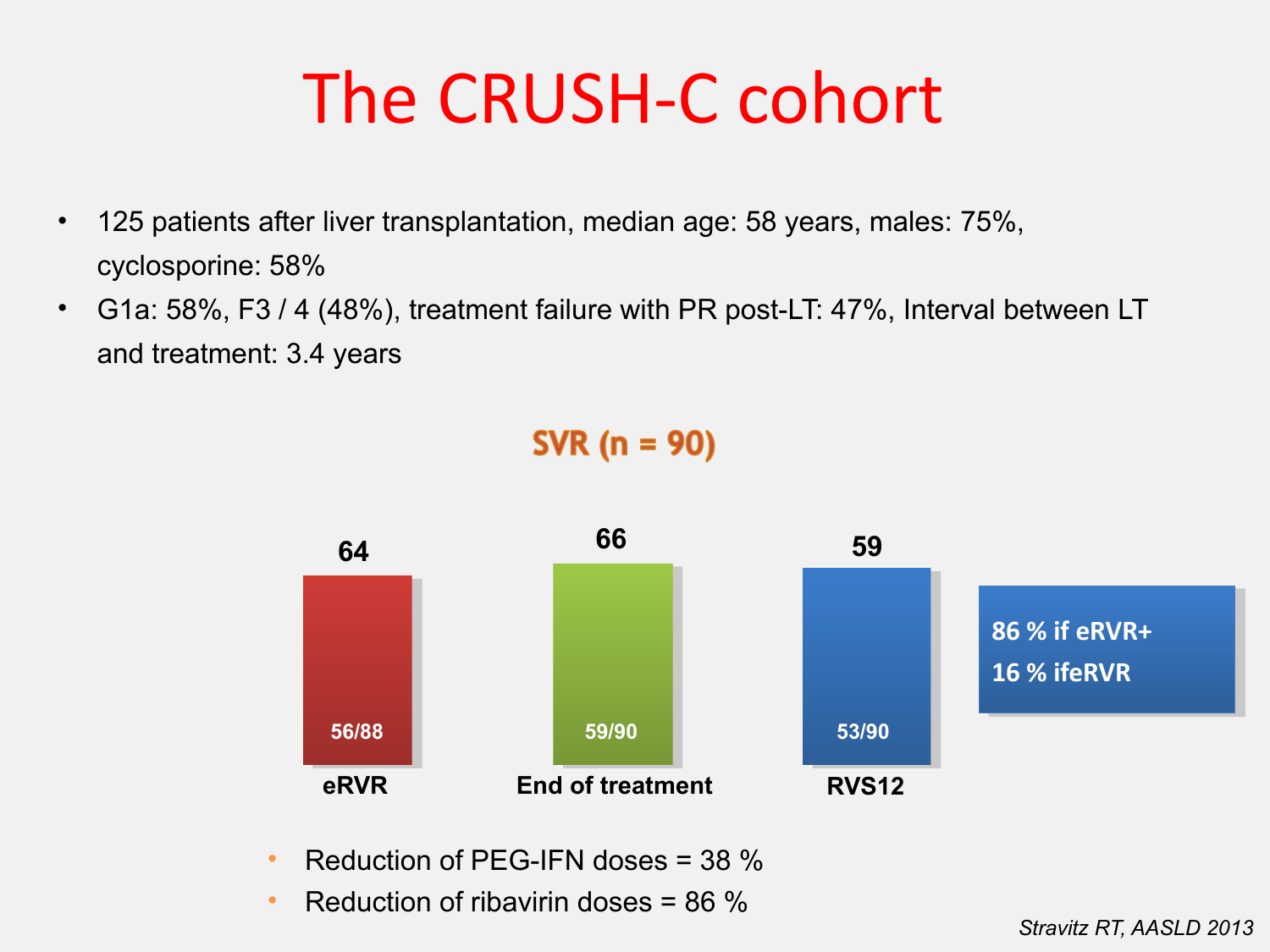# The CRUSH-C cohort

- 125 patients after liver transplantation, median age: 58 years, males: 75%, cyclosporine: 58%
- G1a: 58%, F3 / 4 (48%), treatment failure with PR post-LT: 47%, Interval between LT and treatment: 3.4 years

**SVR (n = 90)**

| | eRVR | End of treatment | RVS12 |
|---|---|---|---|
| % | 64 | 66 | 59 |
| n/N | 56/88 | 59/90 | 53/90 |

**86 % if eRVR+**
**16 % ifeRVR**

- Reduction of PEG-IFN doses = 38 %
- Reduction of ribavirin doses = 86 %

*Stravitz RT, AASLD 2013*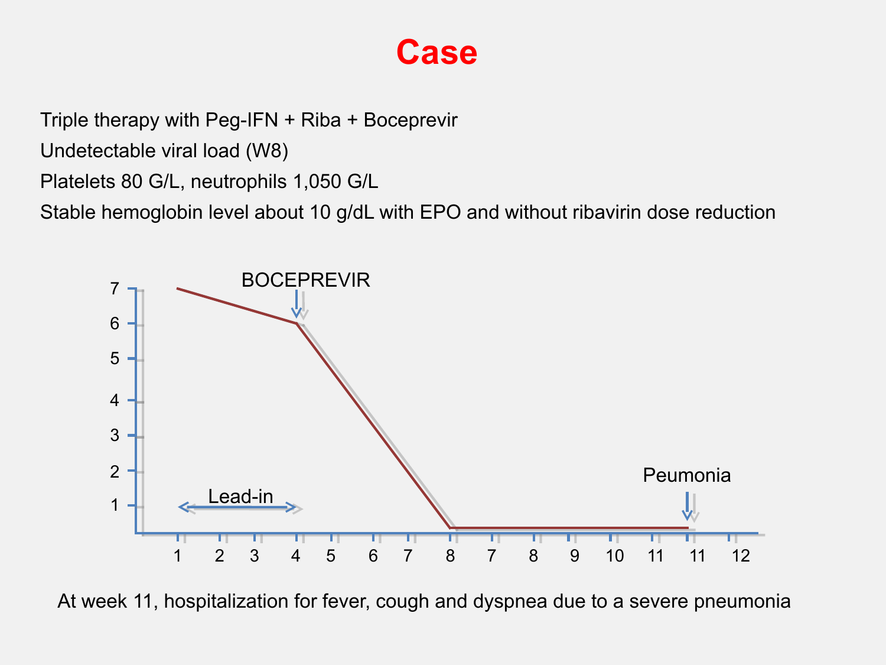# Case

Triple therapy with Peg-IFN + Riba + Boceprevir

Undetectable viral load (W8)

Platelets 80 G/L, neutrophils 1,050 G/L

Stable hemoglobin level about 10 g/dL with EPO and without ribavirin dose reduction

BOCEPREVIR

Lead-in

Peumonia

At week 11, hospitalization for fever, cough and dyspnea due to a severe pneumonia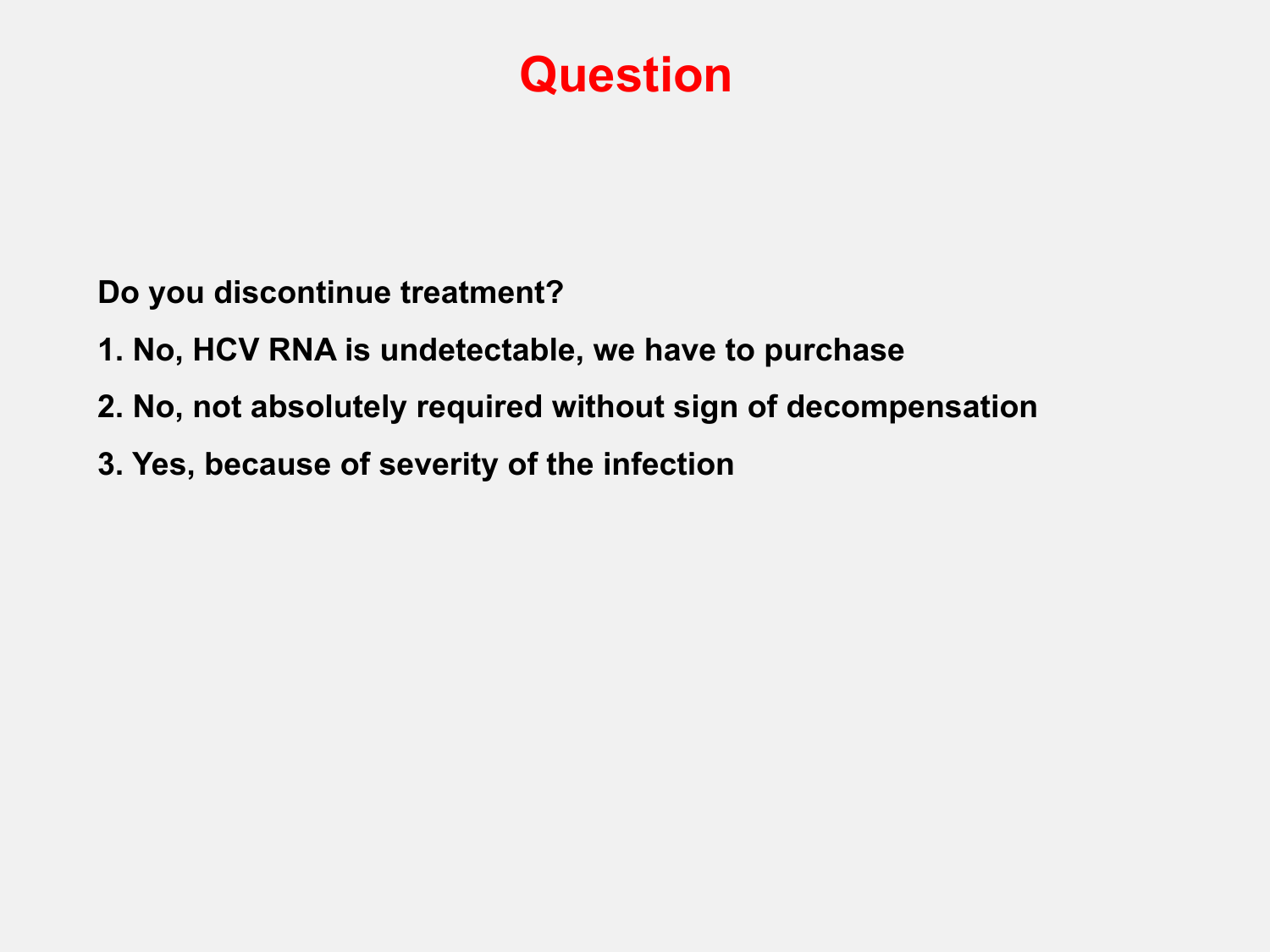# Question

**Do you discontinue treatment?**

1. **No, HCV RNA is undetectable, we have to purchase**
2. **No, not absolutely required without sign of decompensation**
3. **Yes, because of severity of the infection**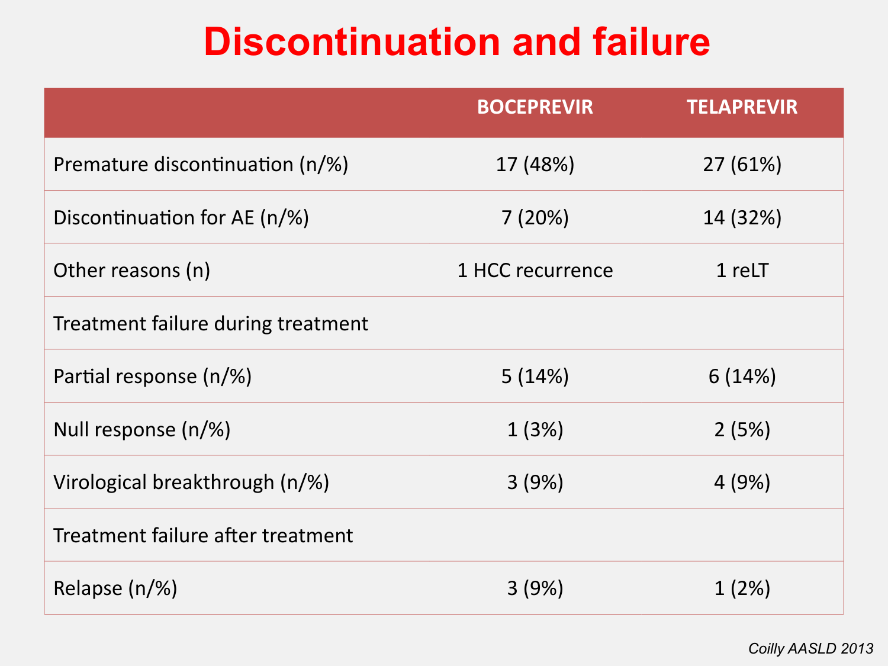# Discontinuation and failure

| | BOCEPREVIR | TELAPREVIR |
|---|---|---|
| Premature discontinuation (n/%) | 17 (48%) | 27 (61%) |
| Discontinuation for AE (n/%) | 7 (20%) | 14 (32%) |
| Other reasons (n) | 1 HCC recurrence | 1 reLT |
| Treatment failure during treatment | | |
| Partial response (n/%) | 5 (14%) | 6 (14%) |
| Null response (n/%) | 1 (3%) | 2 (5%) |
| Virological breakthrough (n/%) | 3 (9%) | 4 (9%) |
| Treatment failure after treatment | | |
| Relapse (n/%) | 3 (9%) | 1 (2%) |

*Coilly AASLD 2013*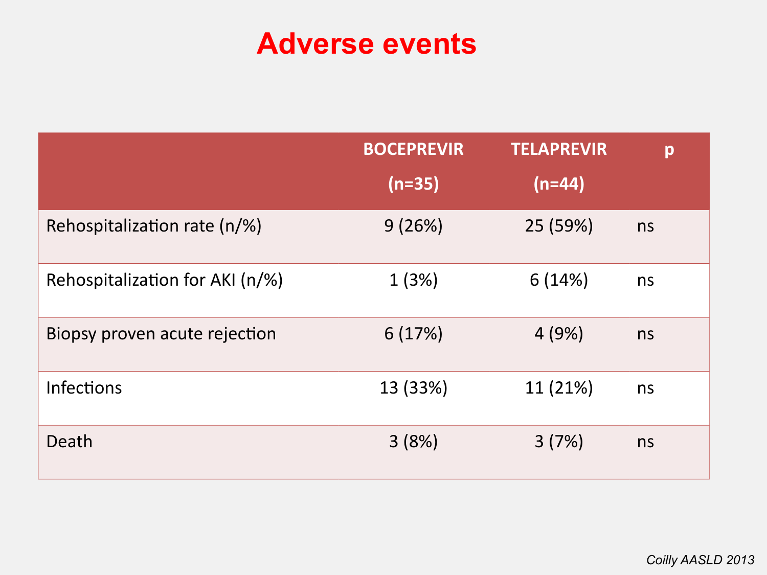# Adverse events

| | BOCEPREVIR (n=35) | TELAPREVIR (n=44) | p |
|---|---|---|---|
| Rehospitalization rate (n/%) | 9 (26%) | 25 (59%) | ns |
| Rehospitalization for AKI (n/%) | 1 (3%) | 6 (14%) | ns |
| Biopsy proven acute rejection | 6 (17%) | 4 (9%) | ns |
| Infections | 13 (33%) | 11 (21%) | ns |
| Death | 3 (8%) | 3 (7%) | ns |

*Coilly AASLD 2013*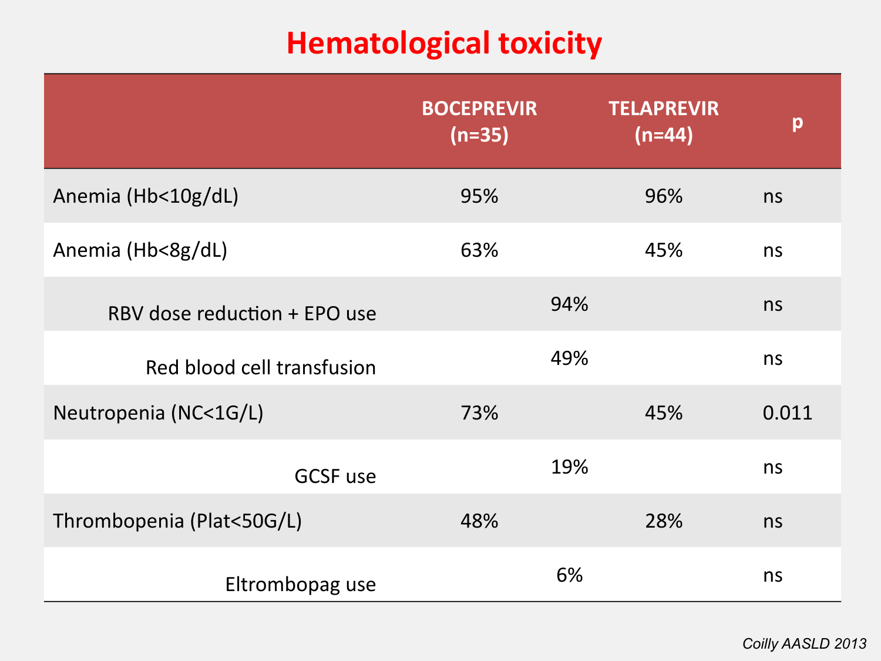# Hematological toxicity

| | BOCEPREVIR (n=35) | | TELAPREVIR (n=44) | p |
|---|---|---|---|---|
| Anemia (Hb<10g/dL) | 95% | | 96% | ns |
| Anemia (Hb<8g/dL) | 63% | | 45% | ns |
| RBV dose reduction + EPO use | | 94% | | ns |
| Red blood cell transfusion | | 49% | | ns |
| Neutropenia (NC<1G/L) | 73% | | 45% | 0.011 |
| GCSF use | | 19% | | ns |
| Thrombopenia (Plat<50G/L) | 48% | | 28% | ns |
| Eltrombopag use | | 6% | | ns |

*Coilly AASLD 2013*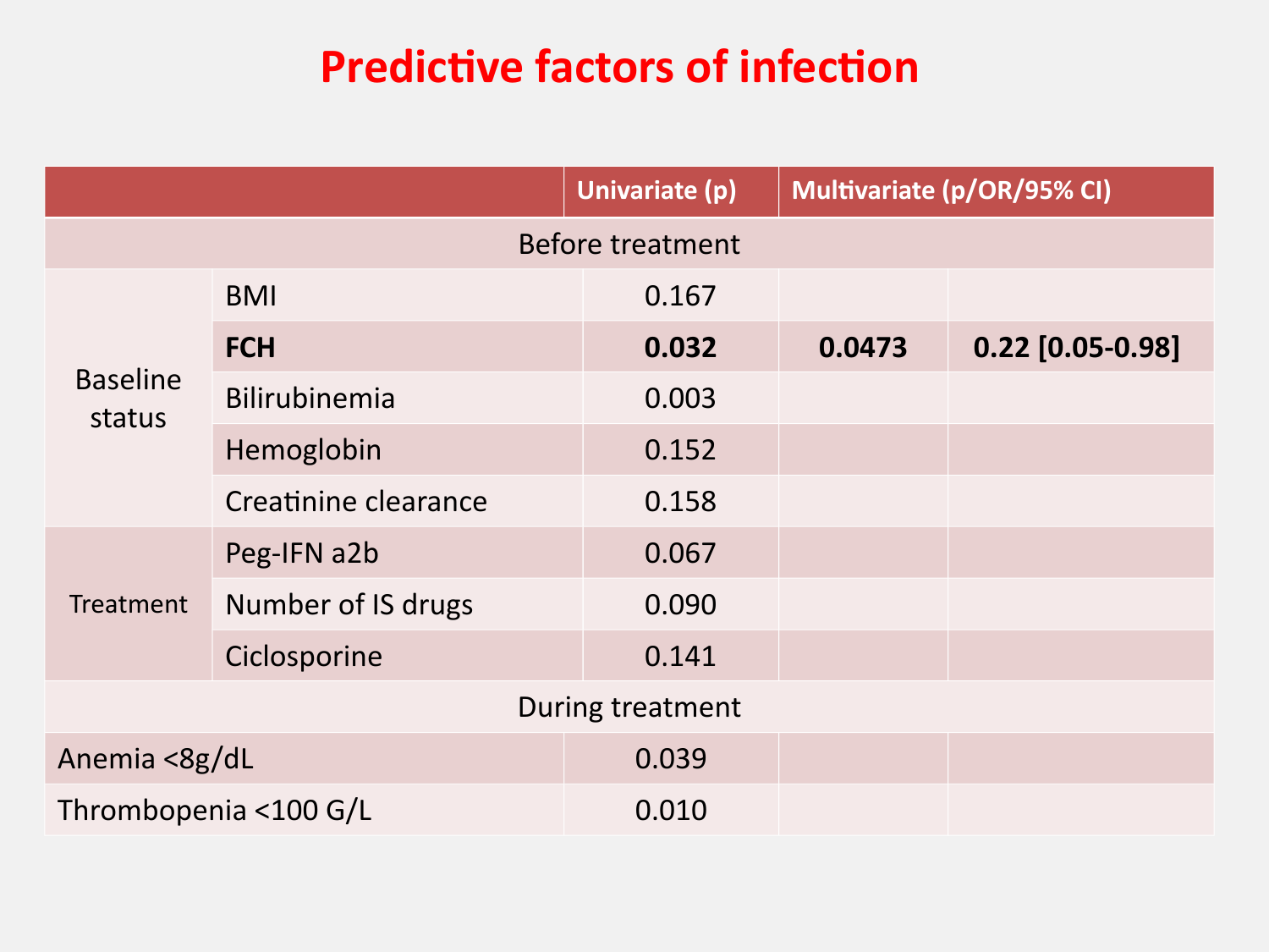# Predictive factors of infection

| | | Univariate (p) | Multivariate (p/OR/95% CI) | |
|---|---|---|---|---|
| Before treatment | | | | |
| Baseline status | BMI | 0.167 | | |
| | **FCH** | **0.032** | **0.0473** | **0.22 [0.05-0.98]** |
| | Bilirubinemia | 0.003 | | |
| | Hemoglobin | 0.152 | | |
| | Creatinine clearance | 0.158 | | |
| Treatment | Peg-IFN a2b | 0.067 | | |
| | Number of IS drugs | 0.090 | | |
| | Ciclosporine | 0.141 | | |
| During treatment | | | | |
| Anemia <8g/dL | | 0.039 | | |
| Thrombopenia <100 G/L | | 0.010 | | |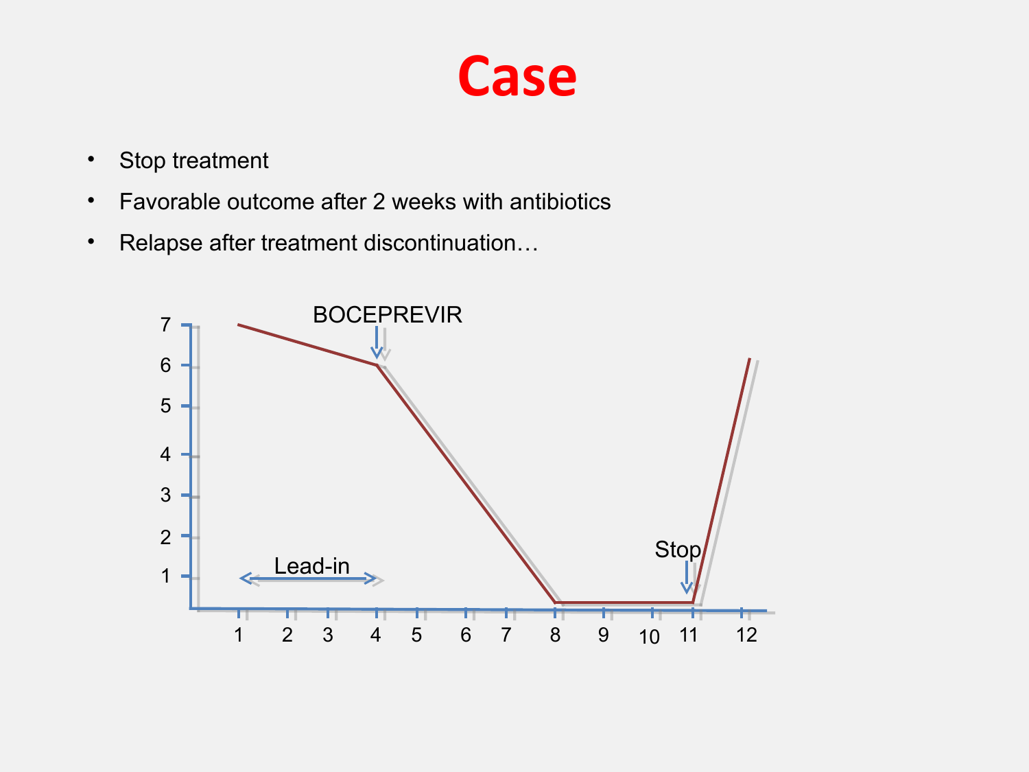# Case

- Stop treatment
- Favorable outcome after 2 weeks with antibiotics
- Relapse after treatment discontinuation…

BOCEPREVIR

Lead-in

Stop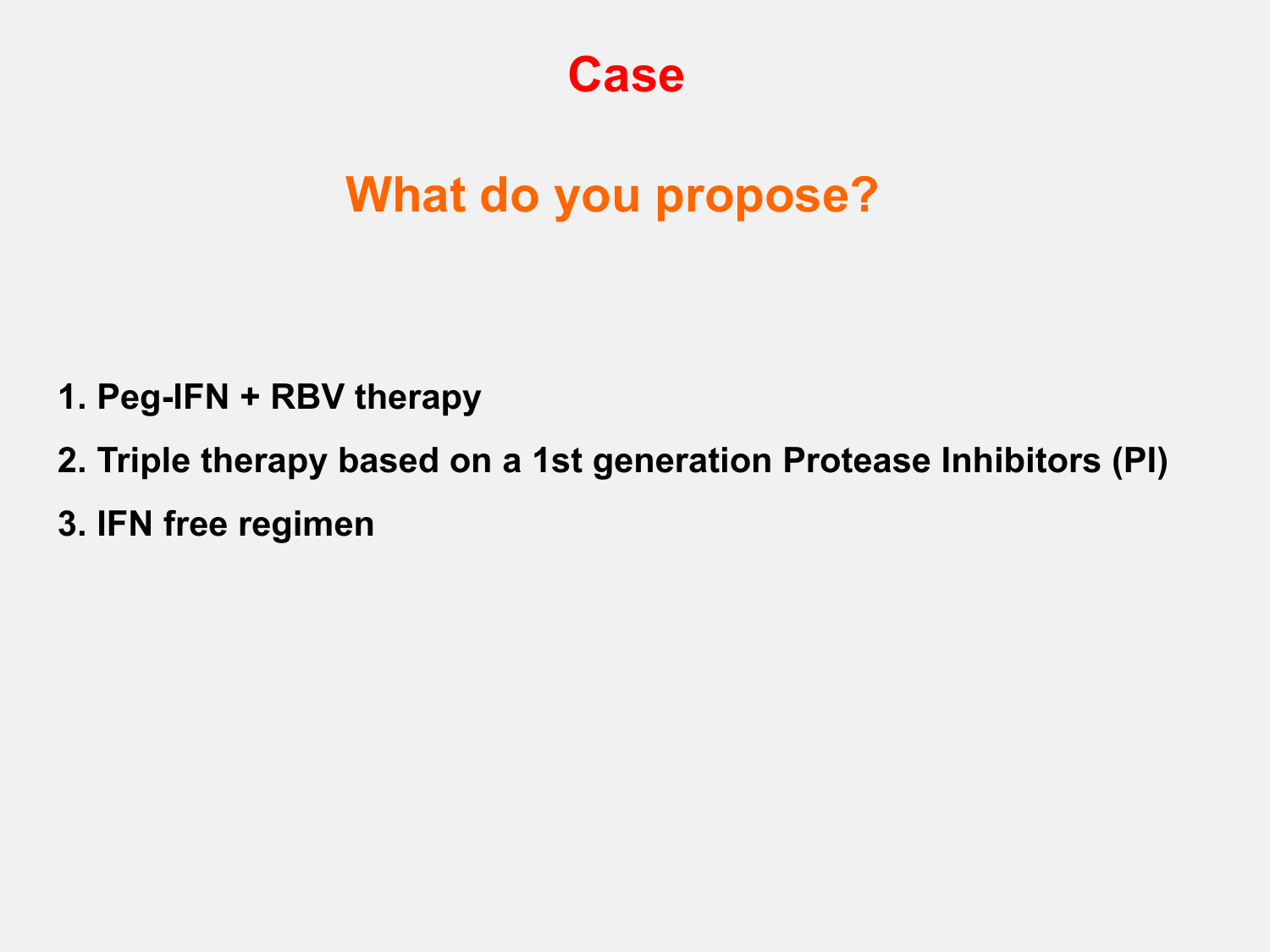# Case

## What do you propose?

1. Peg-IFN + RBV therapy
2. Triple therapy based on a 1st generation Protease Inhibitors (PI)
3. IFN free regimen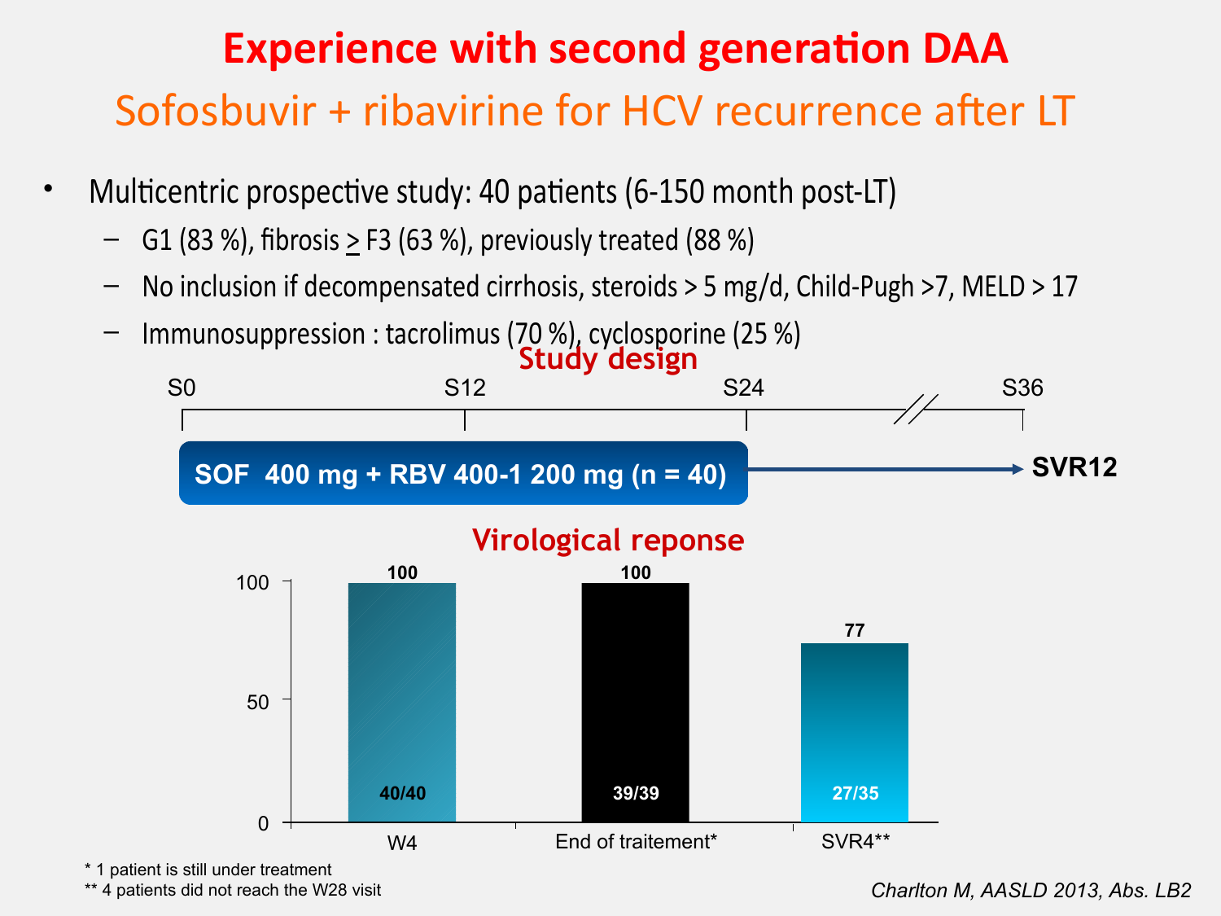# Experience with second generation DAA

## Sofosbuvir + ribavirine for HCV recurrence after LT

- Multicentric prospective study: 40 patients (6-150 month post-LT)
  - G1 (83 %), fibrosis ≥ F3 (63 %), previously treated (88 %)
  - No inclusion if decompensated cirrhosis, steroids > 5 mg/d, Child-Pugh >7, MELD > 17
  - Immunosuppression : tacrolimus (70 %), cyclosporine (25 %)

### Study design

S0 — S12 — S24 — S36

SOF 400 mg + RBV 400-1 200 mg (n = 40) → SVR12

### Virological reponse

| | W4 | End of traitement* | SVR4** |
|---|---|---|---|
| % | 100 | 100 | 77 |
| n | 40/40 | 39/39 | 27/35 |

\* 1 patient is still under treatment

\*\* 4 patients did not reach the W28 visit

*Charlton M, AASLD 2013, Abs. LB2*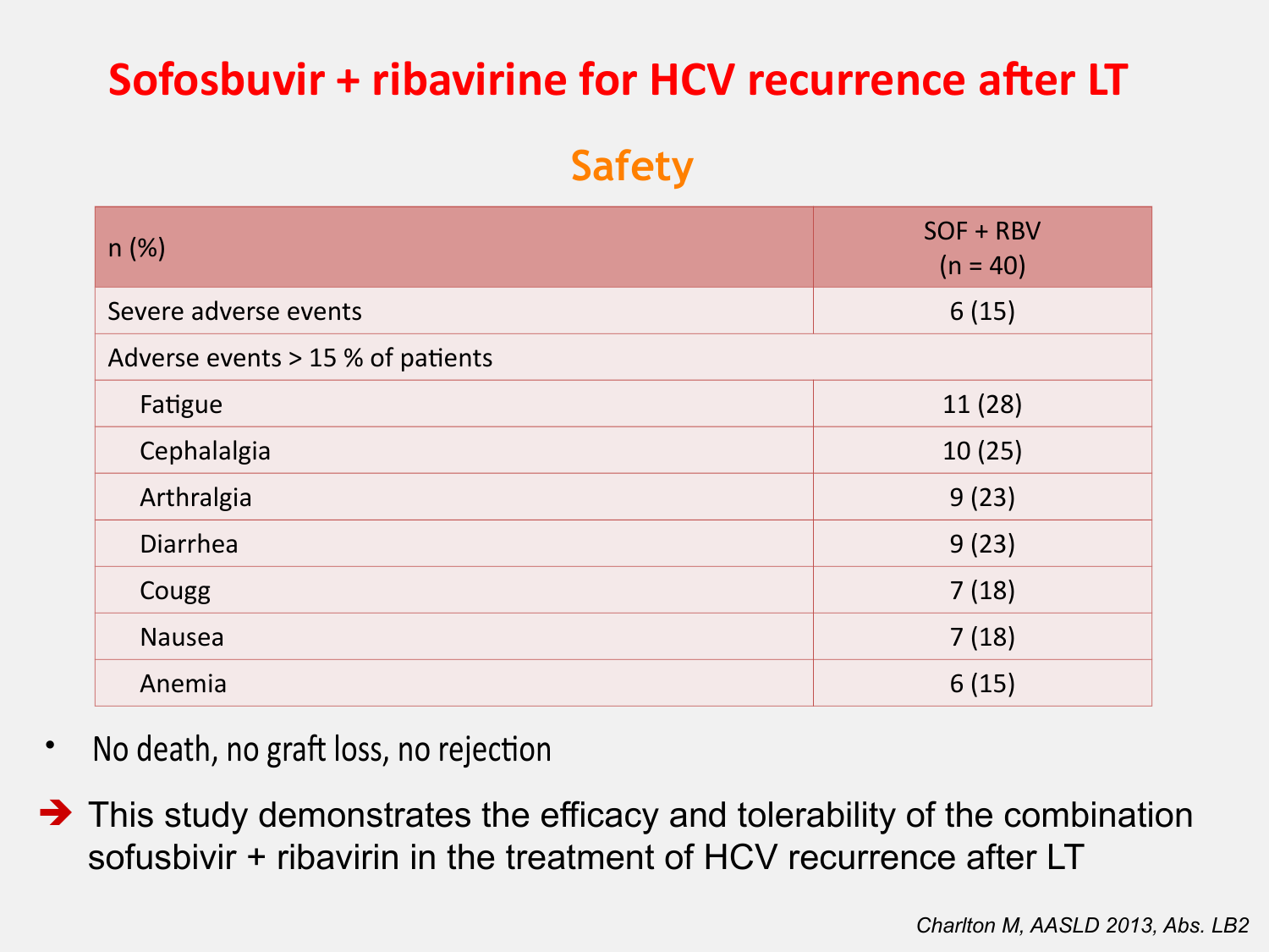# Sofosbuvir + ribavirine for HCV recurrence after LT

## Safety

| n (%) | SOF + RBV (n = 40) |
|---|---|
| Severe adverse events | 6 (15) |
| Adverse events > 15 % of patients | |
| Fatigue | 11 (28) |
| Cephalalgia | 10 (25) |
| Arthralgia | 9 (23) |
| Diarrhea | 9 (23) |
| Cougg | 7 (18) |
| Nausea | 7 (18) |
| Anemia | 6 (15) |

- No death, no graft loss, no rejection

➔ This study demonstrates the efficacy and tolerability of the combination sofusbivir + ribavirin in the treatment of HCV recurrence after LT

*Charlton M, AASLD 2013, Abs. LB2*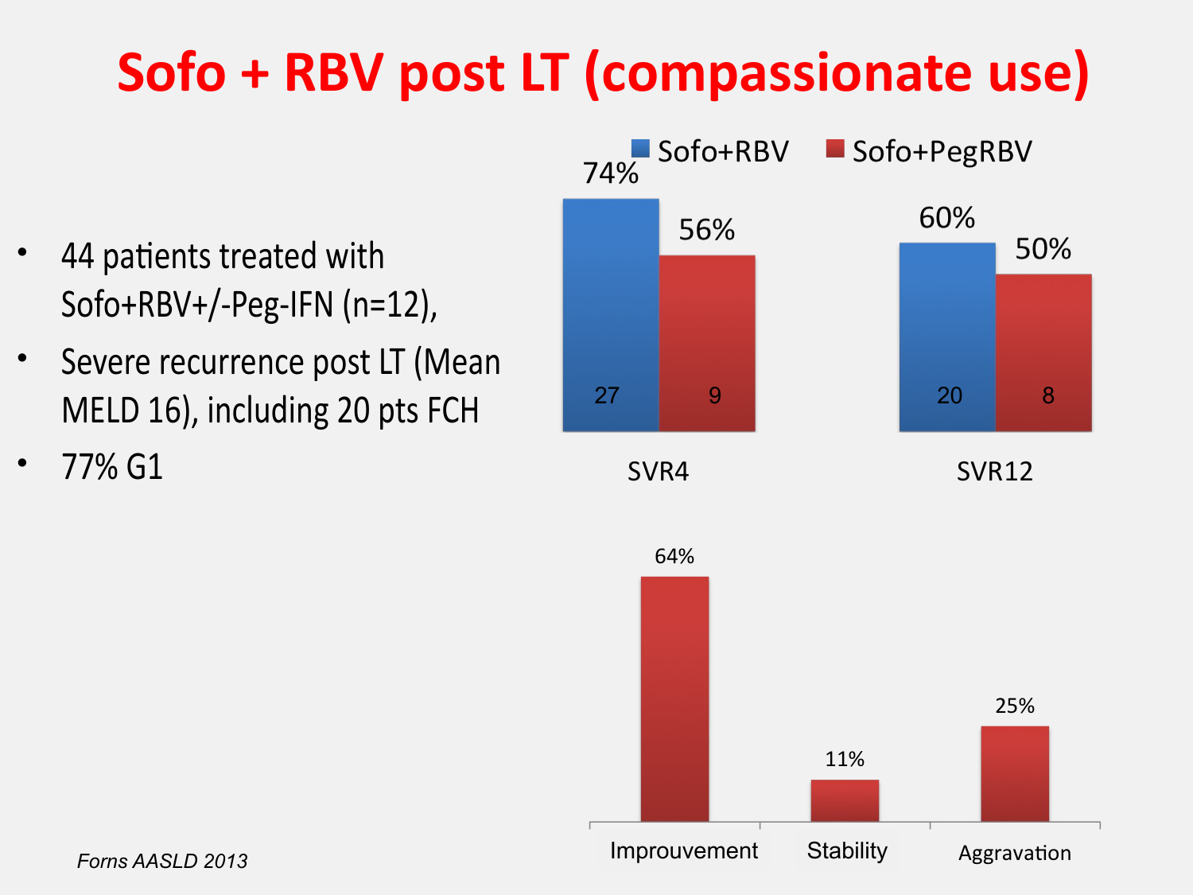# Sofo + RBV post LT (compassionate use)

- 44 patients treated with Sofo+RBV+/-Peg-IFN (n=12),
- Severe recurrence post LT (Mean MELD 16), including 20 pts FCH
- 77% G1

| | Sofo+RBV | Sofo+PegRBV |
|---|---|---|
| SVR4 | 74% (27) | 56% (9) |
| SVR12 | 60% (20) | 50% (8) |

| Improuvement | Stability | Aggravation |
|---|---|---|
| 64% | 11% | 25% |

*Forns AASLD 2013*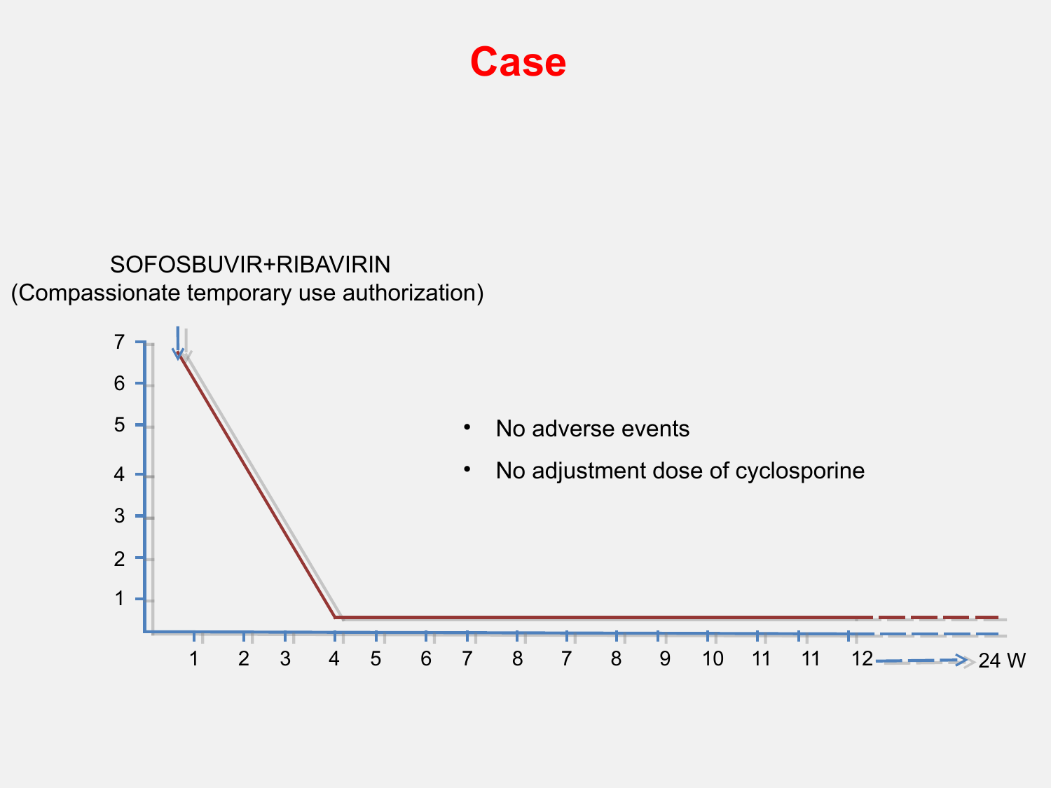# Case

SOFOSBUVIR+RIBAVIRIN
(Compassionate temporary use authorization)

7
6
5
4
3
2
1

1 2 3 4 5 6 7 8 7 8 9 10 11 11 12 → 24 W

- No adverse events
- No adjustment dose of cyclosporine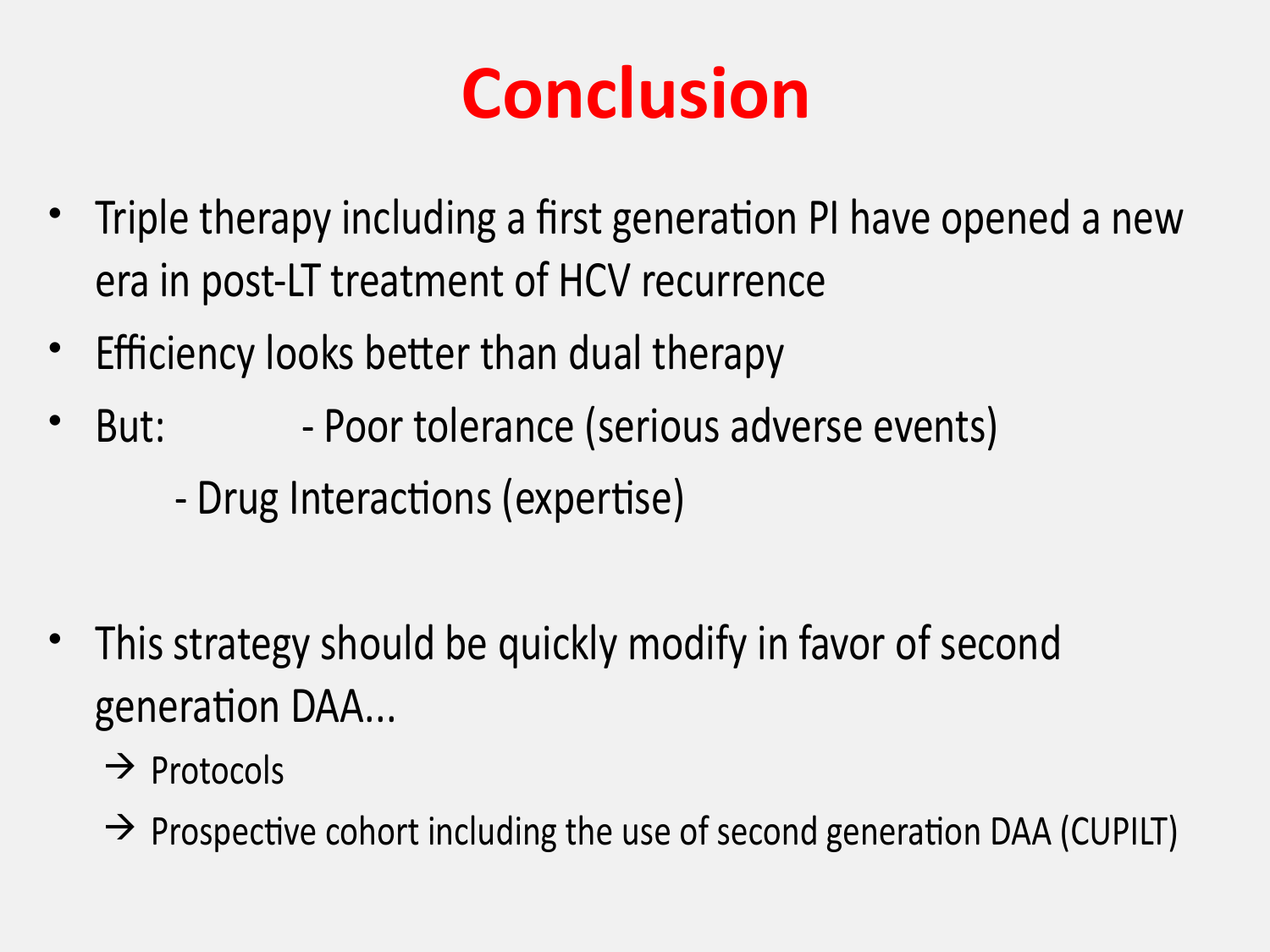# Conclusion

- Triple therapy including a first generation PI have opened a new era in post-LT treatment of HCV recurrence
- Efficiency looks better than dual therapy
- But: - Poor tolerance (serious adverse events)
  - Drug Interactions (expertise)

- This strategy should be quickly modify in favor of second generation DAA...
  - → Protocols
  - → Prospective cohort including the use of second generation DAA (CUPILT)